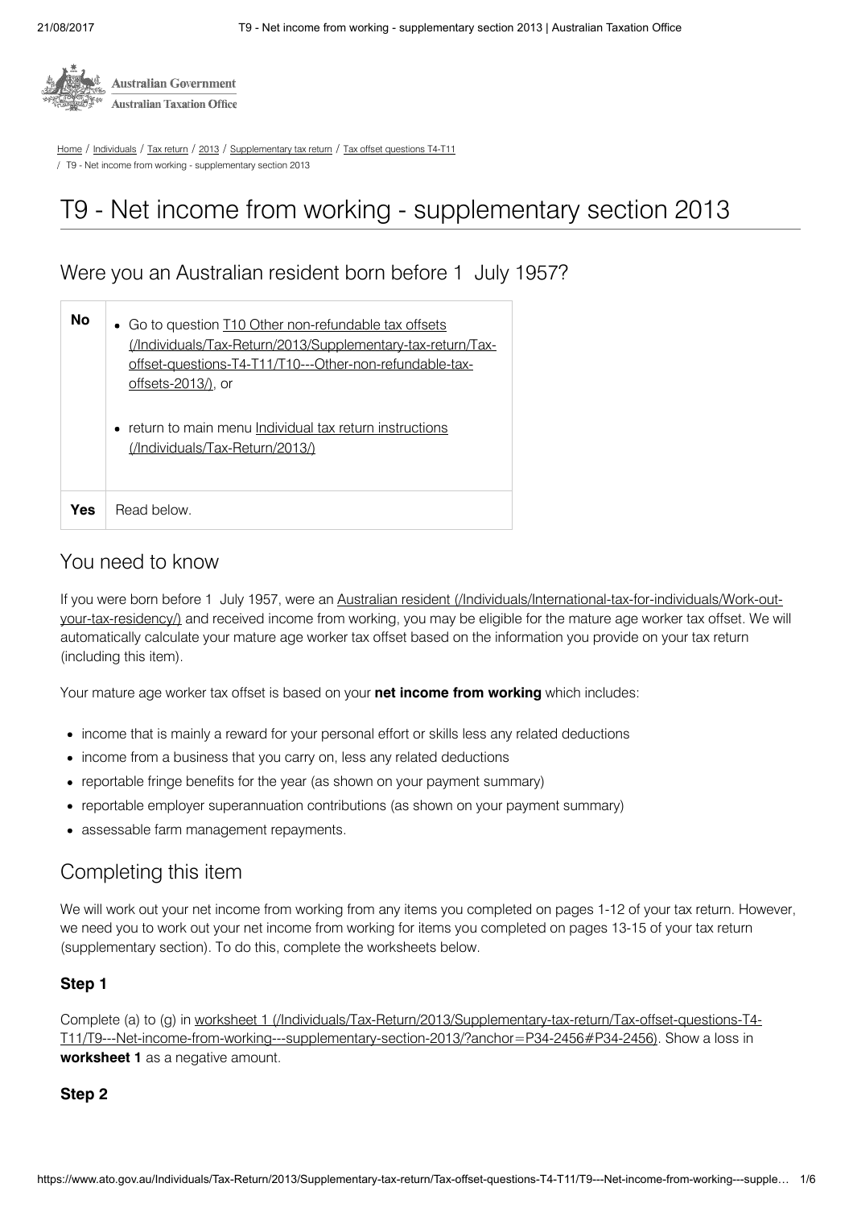Australian Government
Australian Taxation Office

Home / Individuals / Tax return / 2013 / Supplementary tax return / Tax offset questions T4-T11 / T9 - Net income from working - supplementary section 2013

# T9 - Net income from working - supplementary section 2013

## Were you an Australian resident born before 1 July 1957?

| | |
|---|---|
| **No** | • Go to question T10 Other non-refundable tax offsets (/Individuals/Tax-Return/2013/Supplementary-tax-return/Tax-offset-questions-T4-T11/T10---Other-non-refundable-tax-offsets-2013/), or<br><br>• return to main menu Individual tax return instructions (/Individuals/Tax-Return/2013/) |
| **Yes** | Read below. |

## You need to know

If you were born before 1 July 1957, were an Australian resident (/Individuals/International-tax-for-individuals/Work-out-your-tax-residency/) and received income from working, you may be eligible for the mature age worker tax offset. We will automatically calculate your mature age worker tax offset based on the information you provide on your tax return (including this item).

Your mature age worker tax offset is based on your **net income from working** which includes:

- income that is mainly a reward for your personal effort or skills less any related deductions
- income from a business that you carry on, less any related deductions
- reportable fringe benefits for the year (as shown on your payment summary)
- reportable employer superannuation contributions (as shown on your payment summary)
- assessable farm management repayments.

## Completing this item

We will work out your net income from working from any items you completed on pages 1-12 of your tax return. However, we need you to work out your net income from working for items you completed on pages 13-15 of your tax return (supplementary section). To do this, complete the worksheets below.

### Step 1

Complete (a) to (g) in worksheet 1 (/Individuals/Tax-Return/2013/Supplementary-tax-return/Tax-offset-questions-T4-T11/T9---Net-income-from-working---supplementary-section-2013/?anchor=P34-2456#P34-2456). Show a loss in **worksheet 1** as a negative amount.

### Step 2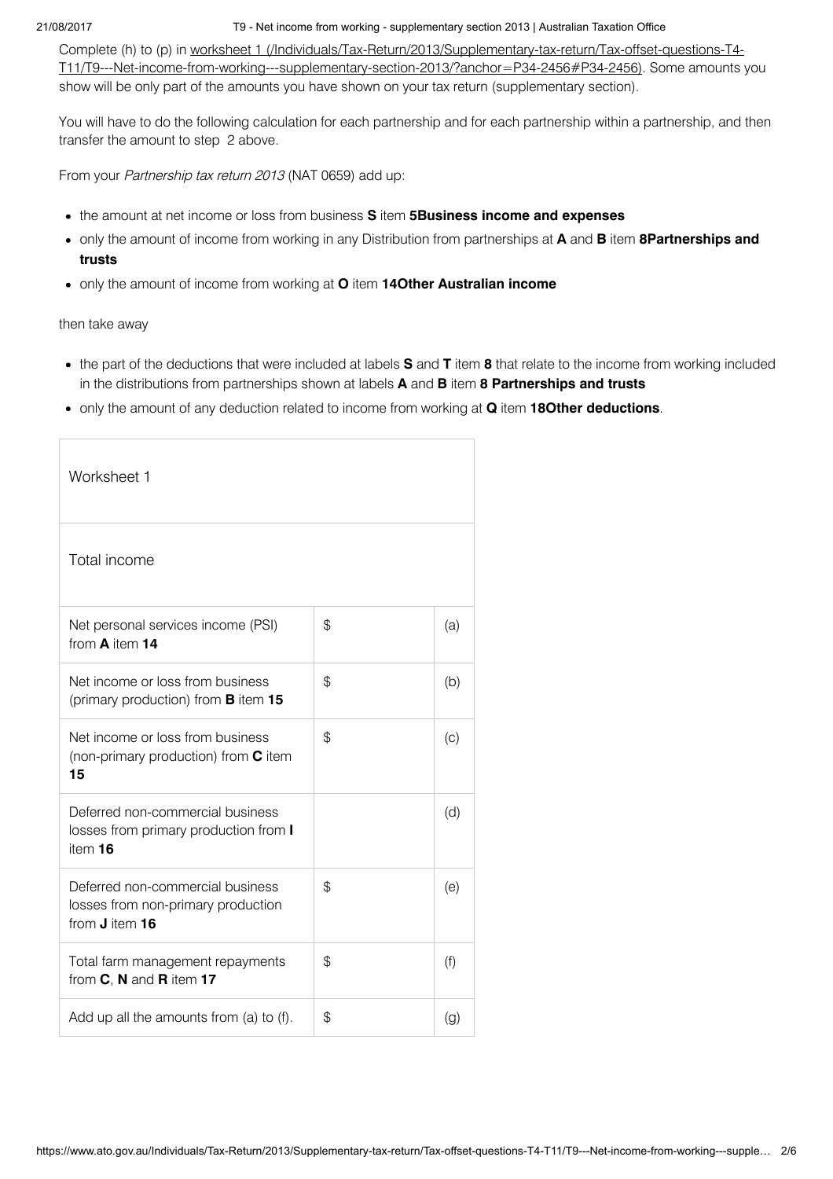Complete (h) to (p) in worksheet 1 (/Individuals/Tax-Return/2013/Supplementary-tax-return/Tax-offset-questions-T4-T11/T9---Net-income-from-working---supplementary-section-2013/?anchor=P34-2456#P34-2456). Some amounts you show will be only part of the amounts you have shown on your tax return (supplementary section).

You will have to do the following calculation for each partnership and for each partnership within a partnership, and then transfer the amount to step 2 above.

From your *Partnership tax return 2013* (NAT 0659) add up:

- the amount at net income or loss from business **S** item **5Business income and expenses**
- only the amount of income from working in any Distribution from partnerships at **A** and **B** item **8Partnerships and trusts**
- only the amount of income from working at **O** item **14Other Australian income**

then take away

- the part of the deductions that were included at labels **S** and **T** item **8** that relate to the income from working included in the distributions from partnerships shown at labels **A** and **B** item **8 Partnerships and trusts**
- only the amount of any deduction related to income from working at **Q** item **18Other deductions**.

| Worksheet 1 | | |
|---|---|---|
| Total income | | |
| Net personal services income (PSI) from **A** item **14** | $ | (a) |
| Net income or loss from business (primary production) from **B** item **15** | $ | (b) |
| Net income or loss from business (non-primary production) from **C** item **15** | $ | (c) |
| Deferred non-commercial business losses from primary production from **I** item **16** | | (d) |
| Deferred non-commercial business losses from non-primary production from **J** item **16** | $ | (e) |
| Total farm management repayments from **C**, **N** and **R** item **17** | $ | (f) |
| Add up all the amounts from (a) to (f). | $ | (g) |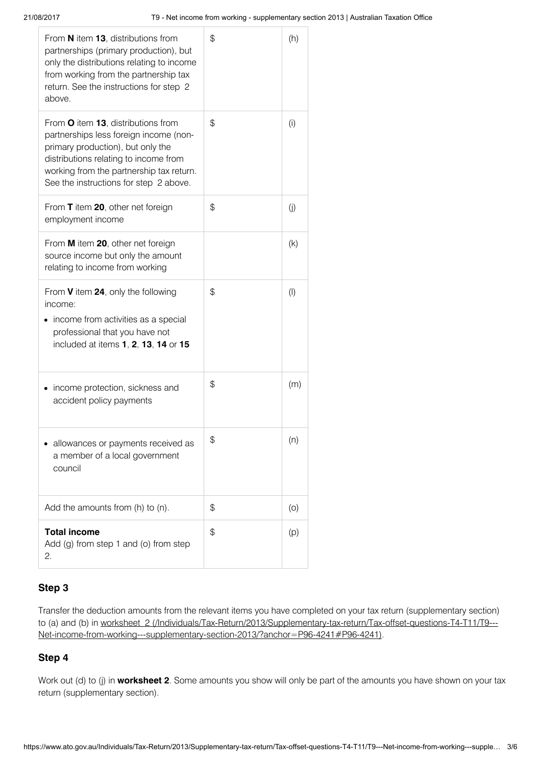| | | |
|---|---|---|
| From **N** item **13**, distributions from partnerships (primary production), but only the distributions relating to income from working from the partnership tax return. See the instructions for step 2 above. | $ | (h) |
| From **O** item **13**, distributions from partnerships less foreign income (non-primary production), but only the distributions relating to income from working from the partnership tax return. See the instructions for step 2 above. | $ | (i) |
| From **T** item **20**, other net foreign employment income | $ | (j) |
| From **M** item **20**, other net foreign source income but only the amount relating to income from working | | (k) |
| From **V** item **24**, only the following income:<br>• income from activities as a special professional that you have not included at items **1**, **2**, **13**, **14** or **15** | $ | (l) |
| • income protection, sickness and accident policy payments | $ | (m) |
| • allowances or payments received as a member of a local government council | $ | (n) |
| Add the amounts from (h) to (n). | $ | (o) |
| **Total income**<br>Add (g) from step 1 and (o) from step 2. | $ | (p) |

### Step 3

Transfer the deduction amounts from the relevant items you have completed on your tax return (supplementary section) to (a) and (b) in worksheet 2 (/Individuals/Tax-Return/2013/Supplementary-tax-return/Tax-offset-questions-T4-T11/T9---Net-income-from-working---supplementary-section-2013/?anchor=P96-4241#P96-4241).

### Step 4

Work out (d) to (j) in **worksheet 2**. Some amounts you show will only be part of the amounts you have shown on your tax return (supplementary section).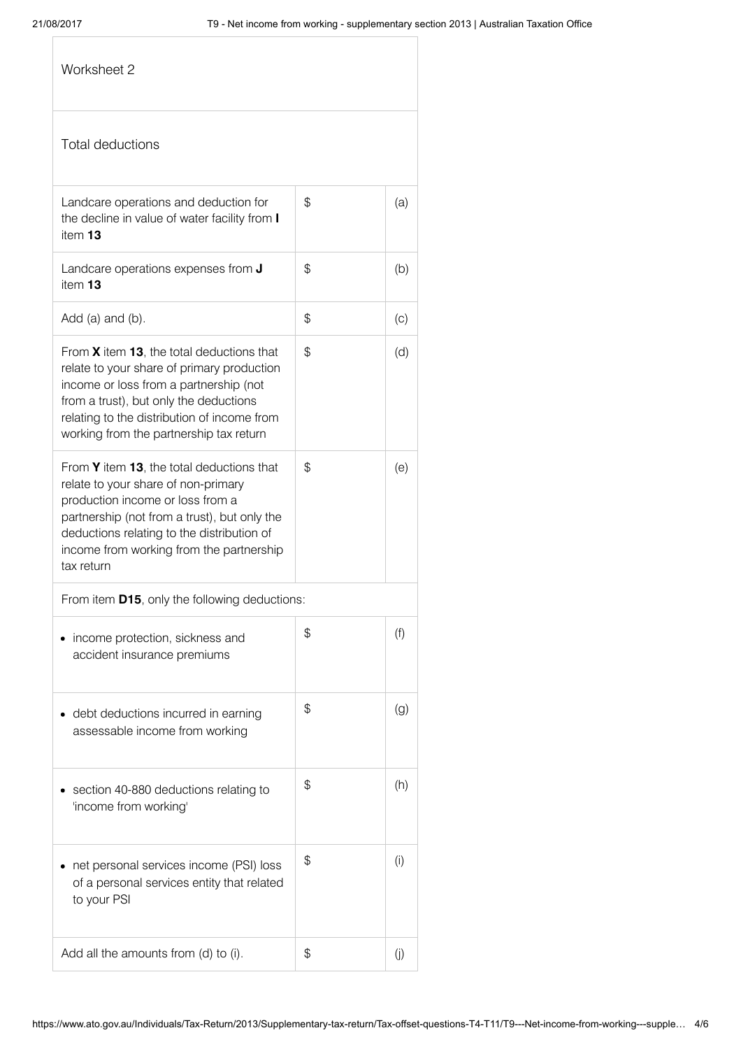| Worksheet 2 | | |
| --- | --- | --- |
| Total deductions | | |
| Landcare operations and deduction for the decline in value of water facility from **I** item **13** | $ | (a) |
| Landcare operations expenses from **J** item **13** | $ | (b) |
| Add (a) and (b). | $ | (c) |
| From **X** item **13**, the total deductions that relate to your share of primary production income or loss from a partnership (not from a trust), but only the deductions relating to the distribution of income from working from the partnership tax return | $ | (d) |
| From **Y** item **13**, the total deductions that relate to your share of non-primary production income or loss from a partnership (not from a trust), but only the deductions relating to the distribution of income from working from the partnership tax return | $ | (e) |
| From item **D15**, only the following deductions: | | |
| • income protection, sickness and accident insurance premiums | $ | (f) |
| • debt deductions incurred in earning assessable income from working | $ | (g) |
| • section 40-880 deductions relating to 'income from working' | $ | (h) |
| • net personal services income (PSI) loss of a personal services entity that related to your PSI | $ | (i) |
| Add all the amounts from (d) to (i). | $ | (j) |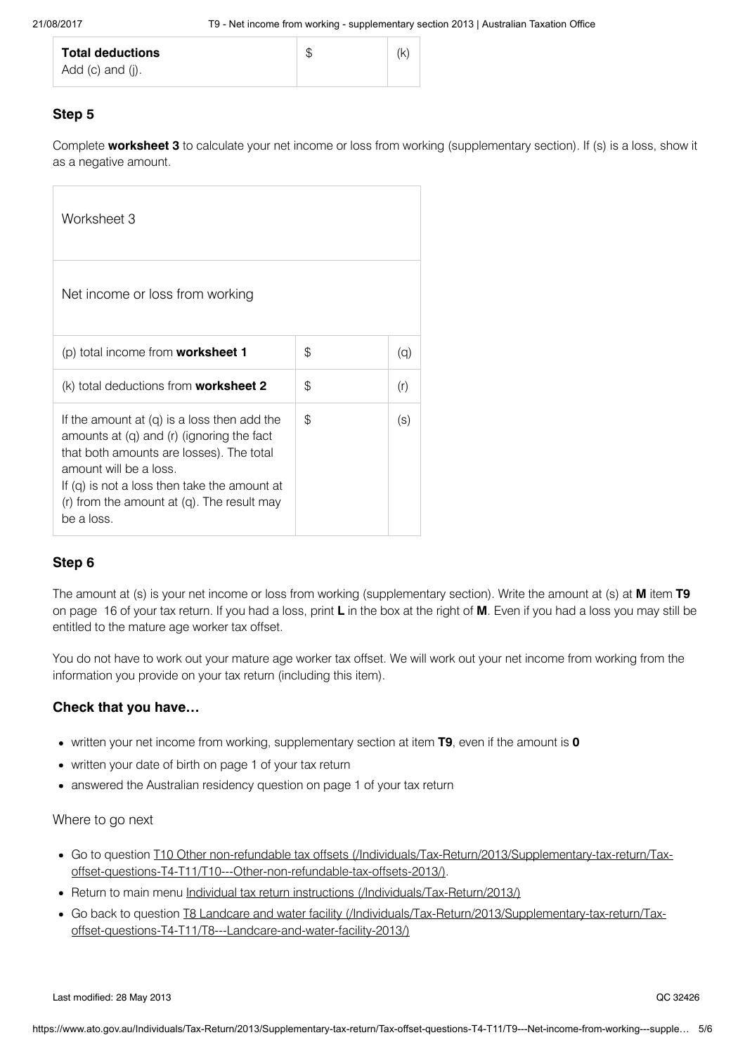| | | |
|---|---|---|
| **Total deductions**<br>Add (c) and (j). | $ | (k) |

### Step 5

Complete **worksheet 3** to calculate your net income or loss from working (supplementary section). If (s) is a loss, show it as a negative amount.

| Worksheet 3 | | |
|---|---|---|
| Net income or loss from working | | |
| (p) total income from **worksheet 1** | $ | (q) |
| (k) total deductions from **worksheet 2** | $ | (r) |
| If the amount at (q) is a loss then add the amounts at (q) and (r) (ignoring the fact that both amounts are losses). The total amount will be a loss.<br>If (q) is not a loss then take the amount at (r) from the amount at (q). The result may be a loss. | $ | (s) |

### Step 6

The amount at (s) is your net income or loss from working (supplementary section). Write the amount at (s) at **M** item **T9** on page 16 of your tax return. If you had a loss, print **L** in the box at the right of **M**. Even if you had a loss you may still be entitled to the mature age worker tax offset.

You do not have to work out your mature age worker tax offset. We will work out your net income from working from the information you provide on your tax return (including this item).

### Check that you have…

- written your net income from working, supplementary section at item **T9**, even if the amount is **0**
- written your date of birth on page 1 of your tax return
- answered the Australian residency question on page 1 of your tax return

Where to go next

- Go to question T10 Other non-refundable tax offsets (/Individuals/Tax-Return/2013/Supplementary-tax-return/Tax-offset-questions-T4-T11/T10---Other-non-refundable-tax-offsets-2013/).
- Return to main menu Individual tax return instructions (/Individuals/Tax-Return/2013/)
- Go back to question T8 Landcare and water facility (/Individuals/Tax-Return/2013/Supplementary-tax-return/Tax-offset-questions-T4-T11/T8---Landcare-and-water-facility-2013/)

Last modified: 28 May 2013

QC 32426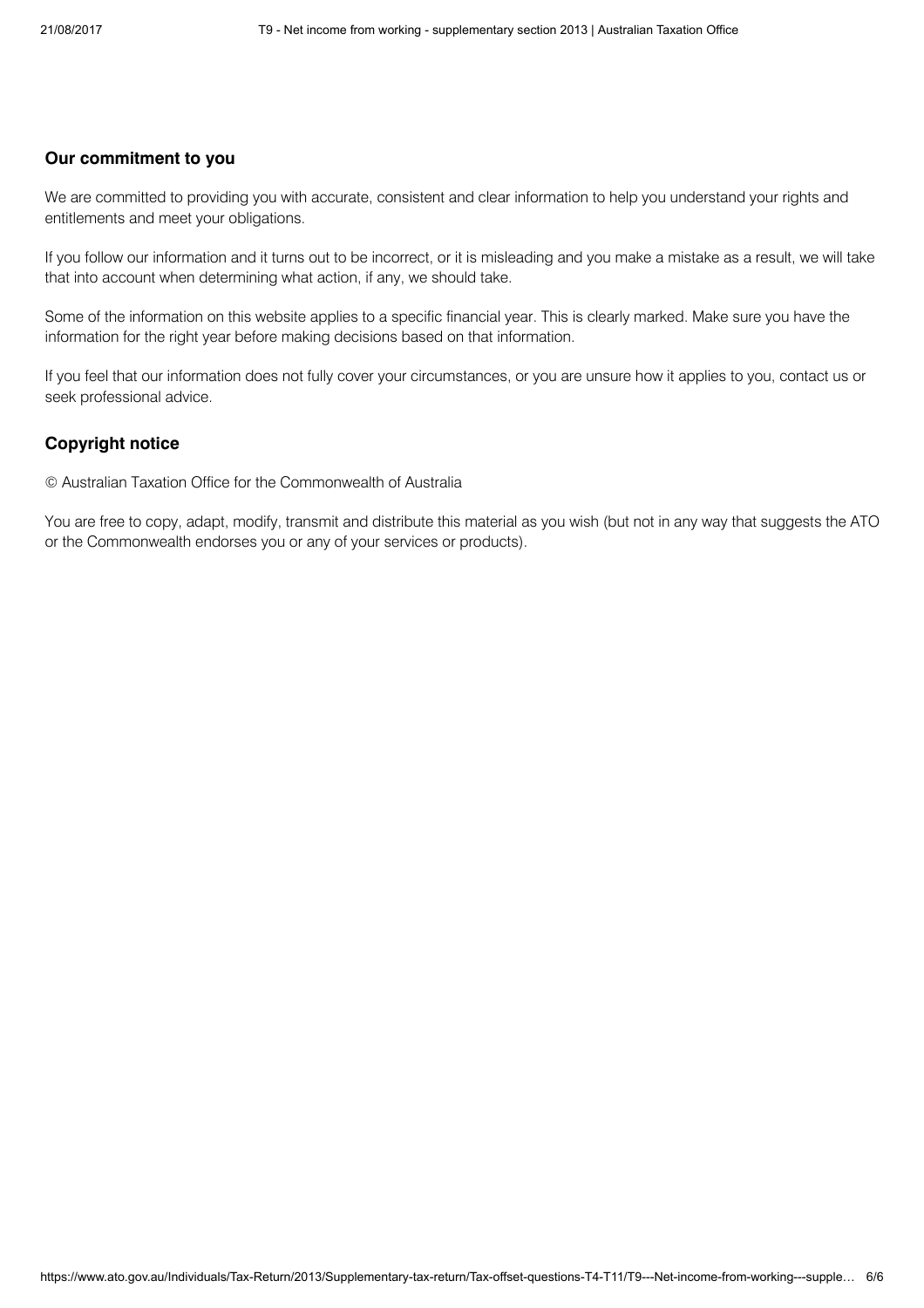## Our commitment to you

We are committed to providing you with accurate, consistent and clear information to help you understand your rights and entitlements and meet your obligations.

If you follow our information and it turns out to be incorrect, or it is misleading and you make a mistake as a result, we will take that into account when determining what action, if any, we should take.

Some of the information on this website applies to a specific financial year. This is clearly marked. Make sure you have the information for the right year before making decisions based on that information.

If you feel that our information does not fully cover your circumstances, or you are unsure how it applies to you, contact us or seek professional advice.

## Copyright notice

© Australian Taxation Office for the Commonwealth of Australia

You are free to copy, adapt, modify, transmit and distribute this material as you wish (but not in any way that suggests the ATO or the Commonwealth endorses you or any of your services or products).